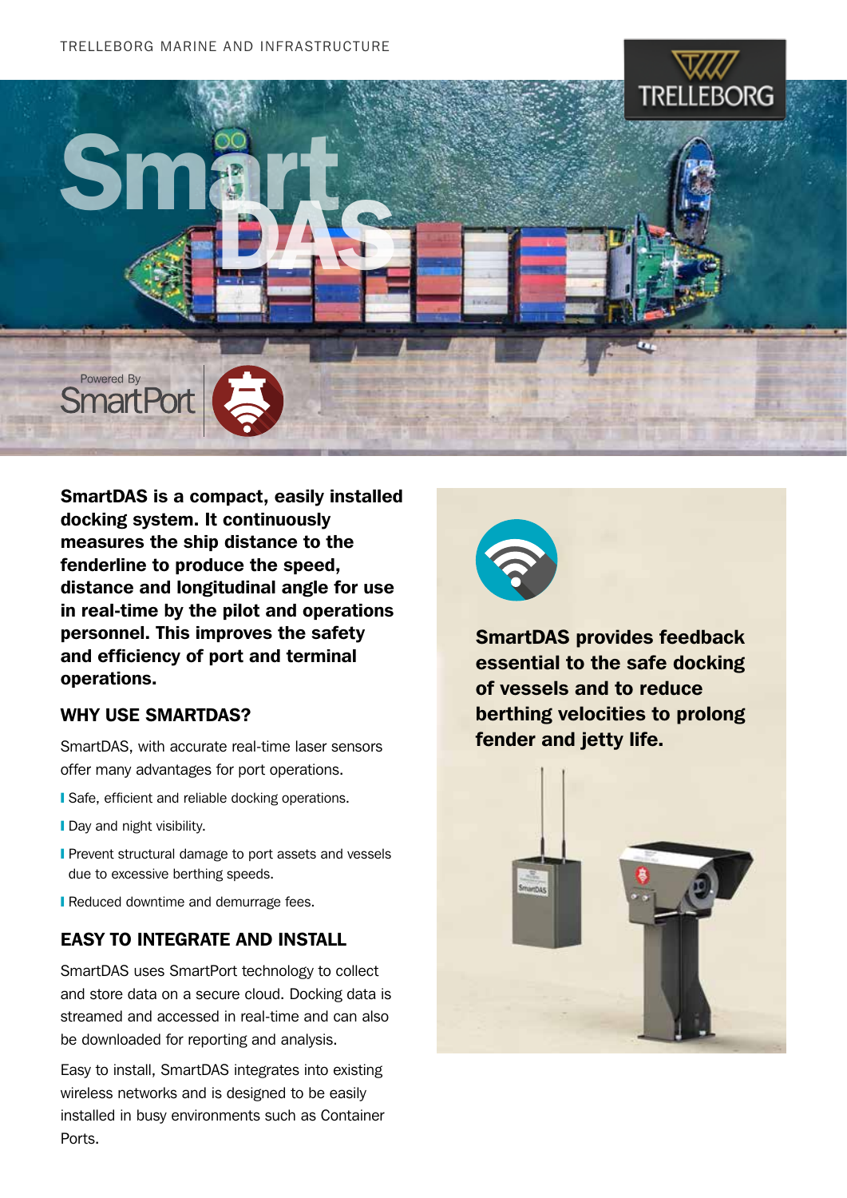# SmartDAS

Powered By SmartPort

**SmartDAS is a compact, easily installed docking system. It continuously measures the ship distance to the fenderline to produce the speed, distance and longitudinal angle for use in real-time by the pilot and operations personnel. This improves the safety and efficiency of port and terminal operations.**

## WHY USE SMARTDAS?

SmartDAS, with accurate real-time laser sensors offer many advantages for port operations.

- Safe, efficient and reliable docking operations.
- Day and night visibility.
- Prevent structural damage to port assets and vessels due to excessive berthing speeds.
- Reduced downtime and demurrage fees.

## EASY TO INTEGRATE AND INSTALL

SmartDAS uses SmartPort technology to collect and store data on a secure cloud. Docking data is streamed and accessed in real-time and can also be downloaded for reporting and analysis.

Easy to install, SmartDAS integrates into existing wireless networks and is designed to be easily installed in busy environments such as Container Ports.

**SmartDAS provides feedback essential to the safe docking of vessels and to reduce berthing velocities to prolong fender and jetty life.**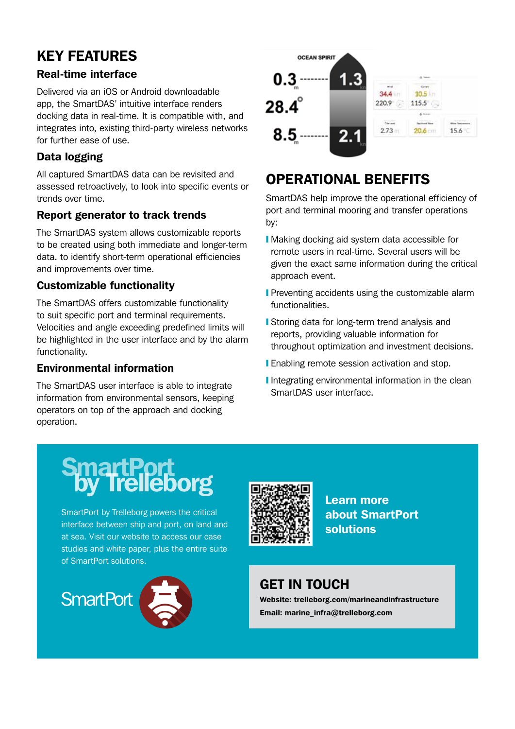## KEY FEATURES

### Real-time interface

Delivered via an iOS or Android downloadable app, the SmartDAS' intuitive interface renders docking data in real-time. It is compatible with, and integrates into, existing third-party wireless networks for further ease of use.

### Data logging

All captured SmartDAS data can be revisited and assessed retroactively, to look into specific events or trends over time.

### Report generator to track trends

The SmartDAS system allows customizable reports to be created using both immediate and longer-term data. to identify short-term operational efficiencies and improvements over time.

### Customizable functionality

The SmartDAS offers customizable functionality to suit specific port and terminal requirements. Velocities and angle exceeding predefined limits will be highlighted in the user interface and by the alarm functionality.

### Environmental information

The SmartDAS user interface is able to integrate information from environmental sensors, keeping operators on top of the approach and docking operation.

OCEAN SPIRIT
0.3 m
1.3 kn
28.4°
8.5 m
2.1 kn
34.4 kn
220.9°
10.5 kn
115.5°
2.73 m
20.6 cm
15.6 °C

## OPERATIONAL BENEFITS

SmartDAS help improve the operational efficiency of port and terminal mooring and transfer operations by:

- Making docking aid system data accessible for remote users in real-time. Several users will be given the exact same information during the critical approach event.
- Preventing accidents using the customizable alarm functionalities.
- Storing data for long-term trend analysis and reports, providing valuable information for throughout optimization and investment decisions.
- Enabling remote session activation and stop.
- Integrating environmental information in the clean SmartDAS user interface.

## SmartPort by Trelleborg

SmartPort by Trelleborg powers the critical interface between ship and port, on land and at sea. Visit our website to access our case studies and white paper, plus the entire suite of SmartPort solutions.

SmartPort

**Learn more about SmartPort solutions**

## GET IN TOUCH

**Website: trelleborg.com/marineandinfrastructure**
**Email: marine_infra@trelleborg.com**